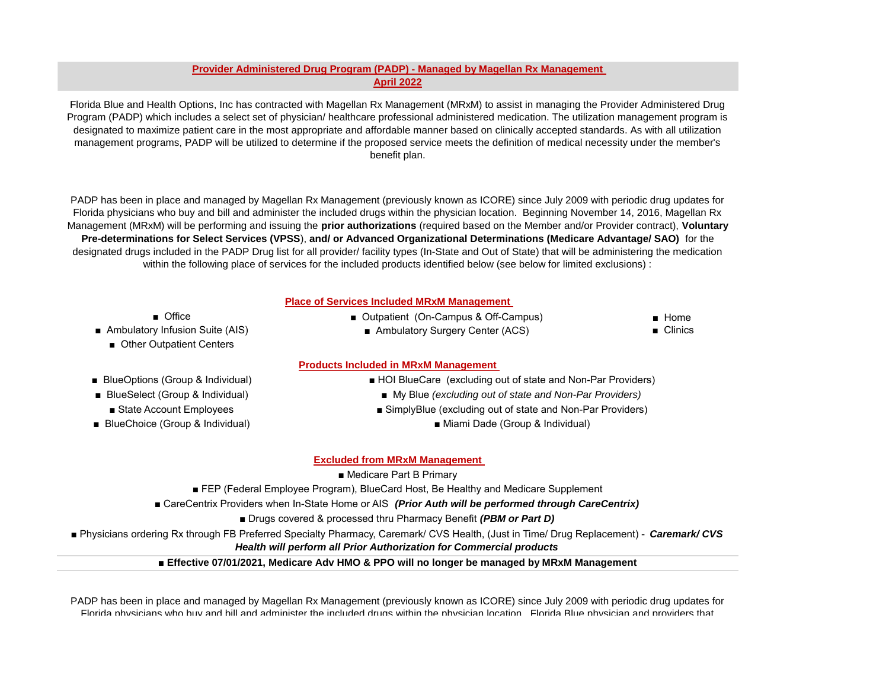## Provider Administered Drug Program (PADP) - Managed by Magellan Rx Management
## April 2022

Florida Blue and Health Options, Inc has contracted with Magellan Rx Management (MRxM) to assist in managing the Provider Administered Drug Program (PADP) which includes a select set of physician/ healthcare professional administered medication. The utilization management program is designated to maximize patient care in the most appropriate and affordable manner based on clinically accepted standards. As with all utilization management programs, PADP will be utilized to determine if the proposed service meets the definition of medical necessity under the member's benefit plan.

PADP has been in place and managed by Magellan Rx Management (previously known as ICORE) since July 2009 with periodic drug updates for Florida physicians who buy and bill and administer the included drugs within the physician location. Beginning November 14, 2016, Magellan Rx Management (MRxM) will be performing and issuing the **prior authorizations** (required based on the Member and/or Provider contract), **Voluntary Pre-determinations for Select Services (VPSS**), **and/ or Advanced Organizational Determinations (Medicare Advantage/ SAO)** for the designated drugs included in the PADP Drug list for all provider/ facility types (In-State and Out of State) that will be administering the medication within the following place of services for the included products identified below (see below for limited exclusions) :

### Place of Services Included MRxM Management

- Office
- Ambulatory Infusion Suite (AIS)
- Other Outpatient Centers
- Outpatient (On-Campus & Off-Campus)
- Ambulatory Surgery Center (ACS)
- Home
- Clinics

### Products Included in MRxM Management

- BlueOptions (Group & Individual)
- BlueSelect (Group & Individual)
- State Account Employees
- BlueChoice (Group & Individual)
- HOI BlueCare (excluding out of state and Non-Par Providers)
- My Blue *(excluding out of state and Non-Par Providers)*
- SimplyBlue (excluding out of state and Non-Par Providers)
- Miami Dade (Group & Individual)

### Excluded from MRxM Management

- Medicare Part B Primary
- FEP (Federal Employee Program), BlueCard Host, Be Healthy and Medicare Supplement
- CareCentrix Providers when In-State Home or AIS ***(Prior Auth will be performed through CareCentrix)***
- Drugs covered & processed thru Pharmacy Benefit ***(PBM or Part D)***
- Physicians ordering Rx through FB Preferred Specialty Pharmacy, Caremark/ CVS Health, (Just in Time/ Drug Replacement) - ***Caremark/ CVS Health will perform all Prior Authorization for Commercial products***
- **Effective 07/01/2021, Medicare Adv HMO & PPO will no longer be managed by MRxM Management**

PADP has been in place and managed by Magellan Rx Management (previously known as ICORE) since July 2009 with periodic drug updates for Florida physicians who buy and bill and administer the included drugs within the physician location. Florida Blue physician and providers that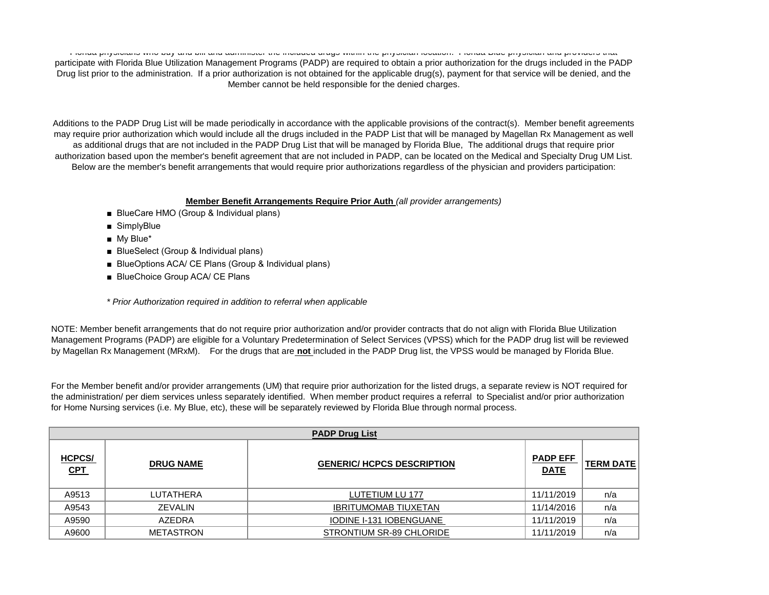Florida physicians who buy and bill and administer the included drugs within the physician location. Florida Blue physician and providers that participate with Florida Blue Utilization Management Programs (PADP) are required to obtain a prior authorization for the drugs included in the PADP Drug list prior to the administration. If a prior authorization is not obtained for the applicable drug(s), payment for that service will be denied, and the Member cannot be held responsible for the denied charges.

Additions to the PADP Drug List will be made periodically in accordance with the applicable provisions of the contract(s). Member benefit agreements may require prior authorization which would include all the drugs included in the PADP List that will be managed by Magellan Rx Management as well as additional drugs that are not included in the PADP Drug List that will be managed by Florida Blue, The additional drugs that require prior authorization based upon the member's benefit agreement that are not included in PADP, can be located on the Medical and Specialty Drug UM List. Below are the member's benefit arrangements that would require prior authorizations regardless of the physician and providers participation:

**Member Benefit Arrangements Require Prior Auth** *(all provider arrangements)*

- BlueCare HMO (Group & Individual plans)
- SimplyBlue
- My Blue*
- BlueSelect (Group & Individual plans)
- BlueOptions ACA/ CE Plans (Group & Individual plans)
- BlueChoice Group ACA/ CE Plans

*\* Prior Authorization required in addition to referral when applicable*

NOTE: Member benefit arrangements that do not require prior authorization and/or provider contracts that do not align with Florida Blue Utilization Management Programs (PADP) are eligible for a Voluntary Predetermination of Select Services (VPSS) which for the PADP drug list will be reviewed by Magellan Rx Management (MRxM). For the drugs that are **not** included in the PADP Drug list, the VPSS would be managed by Florida Blue.

For the Member benefit and/or provider arrangements (UM) that require prior authorization for the listed drugs, a separate review is NOT required for the administration/ per diem services unless separately identified. When member product requires a referral to Specialist and/or prior authorization for Home Nursing services (i.e. My Blue, etc), these will be separately reviewed by Florida Blue through normal process.

**PADP Drug List**

| HCPCS/ CPT | DRUG NAME | GENERIC/ HCPCS DESCRIPTION | PADP EFF DATE | TERM DATE |
|---|---|---|---|---|
| A9513 | LUTATHERA | LUTETIUM LU 177 | 11/11/2019 | n/a |
| A9543 | ZEVALIN | IBRITUMOMAB TIUXETAN | 11/14/2016 | n/a |
| A9590 | AZEDRA | IODINE I-131 IOBENGUANE | 11/11/2019 | n/a |
| A9600 | METASTRON | STRONTIUM SR-89 CHLORIDE | 11/11/2019 | n/a |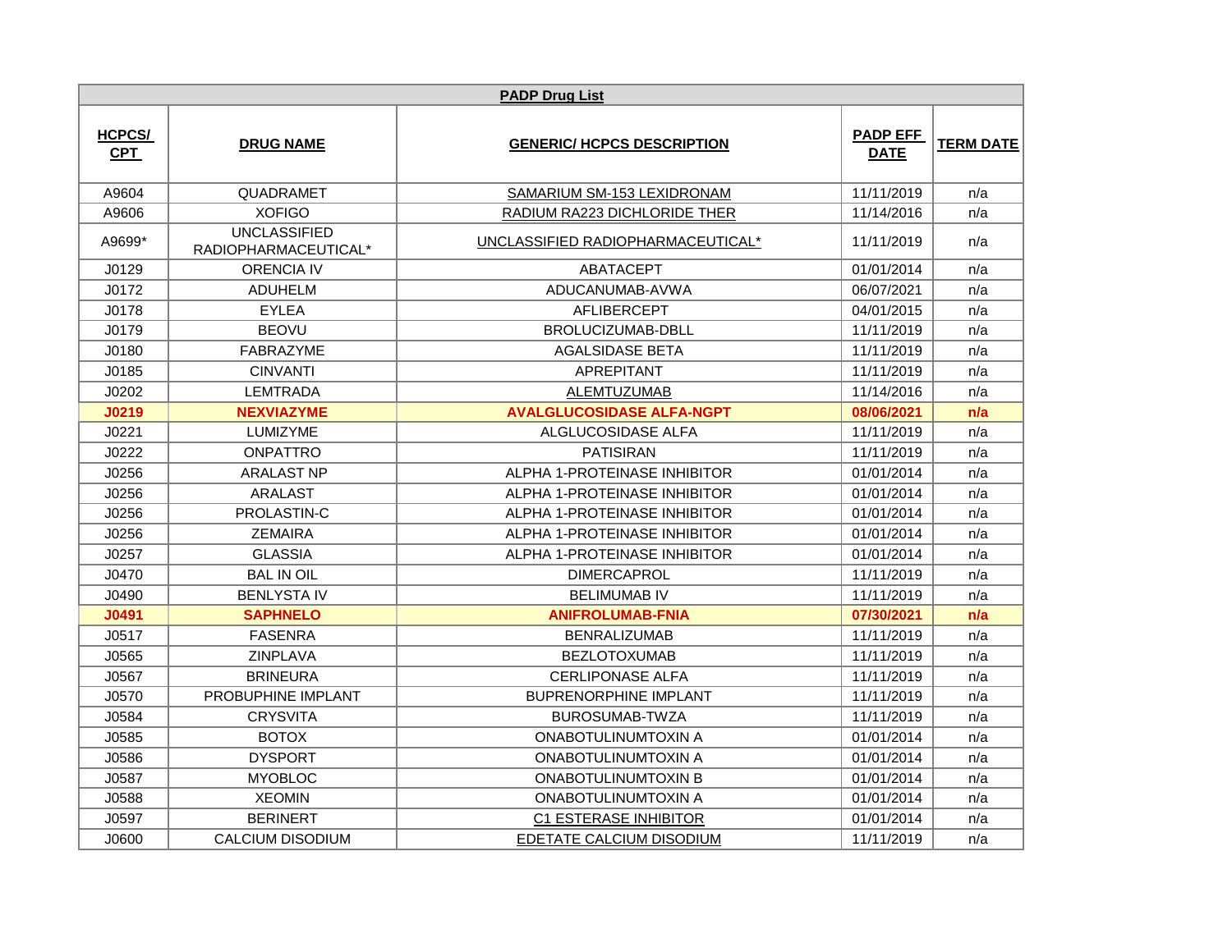| PADP Drug List | | | | |
|---|---|---|---|---|
| **HCPCS/ CPT** | **DRUG NAME** | **GENERIC/ HCPCS DESCRIPTION** | **PADP EFF DATE** | **TERM DATE** |
| A9604 | QUADRAMET | SAMARIUM SM-153 LEXIDRONAM | 11/11/2019 | n/a |
| A9606 | XOFIGO | RADIUM RA223 DICHLORIDE THER | 11/14/2016 | n/a |
| A9699* | UNCLASSIFIED RADIOPHARMACEUTICAL* | UNCLASSIFIED RADIOPHARMACEUTICAL* | 11/11/2019 | n/a |
| J0129 | ORENCIA IV | ABATACEPT | 01/01/2014 | n/a |
| J0172 | ADUHELM | ADUCANUMAB-AVWA | 06/07/2021 | n/a |
| J0178 | EYLEA | AFLIBERCEPT | 04/01/2015 | n/a |
| J0179 | BEOVU | BROLUCIZUMAB-DBLL | 11/11/2019 | n/a |
| J0180 | FABRAZYME | AGALSIDASE BETA | 11/11/2019 | n/a |
| J0185 | CINVANTI | APREPITANT | 11/11/2019 | n/a |
| J0202 | LEMTRADA | ALEMTUZUMAB | 11/14/2016 | n/a |
| **J0219** | **NEXVIAZYME** | **AVALGLUCOSIDASE ALFA-NGPT** | **08/06/2021** | **n/a** |
| J0221 | LUMIZYME | ALGLUCOSIDASE ALFA | 11/11/2019 | n/a |
| J0222 | ONPATTRO | PATISIRAN | 11/11/2019 | n/a |
| J0256 | ARALAST NP | ALPHA 1-PROTEINASE INHIBITOR | 01/01/2014 | n/a |
| J0256 | ARALAST | ALPHA 1-PROTEINASE INHIBITOR | 01/01/2014 | n/a |
| J0256 | PROLASTIN-C | ALPHA 1-PROTEINASE INHIBITOR | 01/01/2014 | n/a |
| J0256 | ZEMAIRA | ALPHA 1-PROTEINASE INHIBITOR | 01/01/2014 | n/a |
| J0257 | GLASSIA | ALPHA 1-PROTEINASE INHIBITOR | 01/01/2014 | n/a |
| J0470 | BAL IN OIL | DIMERCAPROL | 11/11/2019 | n/a |
| J0490 | BENLYSTA IV | BELIMUMAB IV | 11/11/2019 | n/a |
| **J0491** | **SAPHNELO** | **ANIFROLUMAB-FNIA** | **07/30/2021** | **n/a** |
| J0517 | FASENRA | BENRALIZUMAB | 11/11/2019 | n/a |
| J0565 | ZINPLAVA | BEZLOTOXUMAB | 11/11/2019 | n/a |
| J0567 | BRINEURA | CERLIPONASE ALFA | 11/11/2019 | n/a |
| J0570 | PROBUPHINE IMPLANT | BUPRENORPHINE IMPLANT | 11/11/2019 | n/a |
| J0584 | CRYSVITA | BUROSUMAB-TWZA | 11/11/2019 | n/a |
| J0585 | BOTOX | ONABOTULINUMTOXIN A | 01/01/2014 | n/a |
| J0586 | DYSPORT | ONABOTULINUMTOXIN A | 01/01/2014 | n/a |
| J0587 | MYOBLOC | ONABOTULINUMTOXIN B | 01/01/2014 | n/a |
| J0588 | XEOMIN | ONABOTULINUMTOXIN A | 01/01/2014 | n/a |
| J0597 | BERINERT | C1 ESTERASE INHIBITOR | 01/01/2014 | n/a |
| J0600 | CALCIUM DISODIUM | EDETATE CALCIUM DISODIUM | 11/11/2019 | n/a |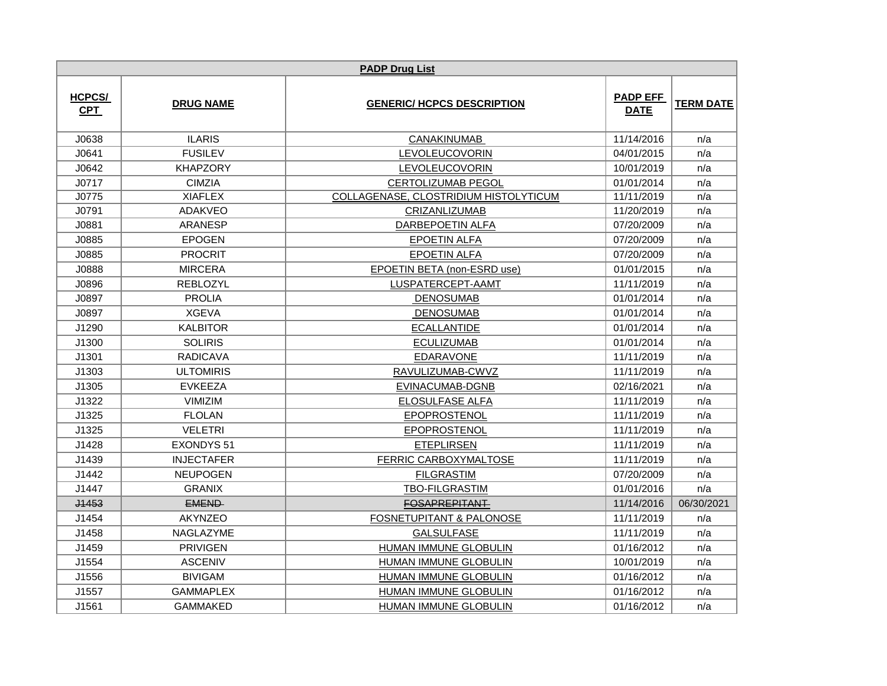| PADP Drug List | | | | |
|---|---|---|---|---|
| HCPCS/ CPT | DRUG NAME | GENERIC/ HCPCS DESCRIPTION | PADP EFF DATE | TERM DATE |
| J0638 | ILARIS | CANAKINUMAB | 11/14/2016 | n/a |
| J0641 | FUSILEV | LEVOLEUCOVORIN | 04/01/2015 | n/a |
| J0642 | KHAPZORY | LEVOLEUCOVORIN | 10/01/2019 | n/a |
| J0717 | CIMZIA | CERTOLIZUMAB PEGOL | 01/01/2014 | n/a |
| J0775 | XIAFLEX | COLLAGENASE, CLOSTRIDIUM HISTOLYTICUM | 11/11/2019 | n/a |
| J0791 | ADAKVEO | CRIZANLIZUMAB | 11/20/2019 | n/a |
| J0881 | ARANESP | DARBEPOETIN ALFA | 07/20/2009 | n/a |
| J0885 | EPOGEN | EPOETIN ALFA | 07/20/2009 | n/a |
| J0885 | PROCRIT | EPOETIN ALFA | 07/20/2009 | n/a |
| J0888 | MIRCERA | EPOETIN BETA (non-ESRD use) | 01/01/2015 | n/a |
| J0896 | REBLOZYL | LUSPATERCEPT-AAMT | 11/11/2019 | n/a |
| J0897 | PROLIA | DENOSUMAB | 01/01/2014 | n/a |
| J0897 | XGEVA | DENOSUMAB | 01/01/2014 | n/a |
| J1290 | KALBITOR | ECALLANTIDE | 01/01/2014 | n/a |
| J1300 | SOLIRIS | ECULIZUMAB | 01/01/2014 | n/a |
| J1301 | RADICAVA | EDARAVONE | 11/11/2019 | n/a |
| J1303 | ULTOMIRIS | RAVULIZUMAB-CWVZ | 11/11/2019 | n/a |
| J1305 | EVKEEZA | EVINACUMAB-DGNB | 02/16/2021 | n/a |
| J1322 | VIMIZIM | ELOSULFASE ALFA | 11/11/2019 | n/a |
| J1325 | FLOLAN | EPOPROSTENOL | 11/11/2019 | n/a |
| J1325 | VELETRI | EPOPROSTENOL | 11/11/2019 | n/a |
| J1428 | EXONDYS 51 | ETEPLIRSEN | 11/11/2019 | n/a |
| J1439 | INJECTAFER | FERRIC CARBOXYMALTOSE | 11/11/2019 | n/a |
| J1442 | NEUPOGEN | FILGRASTIM | 07/20/2009 | n/a |
| J1447 | GRANIX | TBO-FILGRASTIM | 01/01/2016 | n/a |
| ~~J1453~~ | ~~EMEND~~ | ~~FOSAPREPITANT~~ | 11/14/2016 | 06/30/2021 |
| J1454 | AKYNZEO | FOSNETUPITANT & PALONOSE | 11/11/2019 | n/a |
| J1458 | NAGLAZYME | GALSULFASE | 11/11/2019 | n/a |
| J1459 | PRIVIGEN | HUMAN IMMUNE GLOBULIN | 01/16/2012 | n/a |
| J1554 | ASCENIV | HUMAN IMMUNE GLOBULIN | 10/01/2019 | n/a |
| J1556 | BIVIGAM | HUMAN IMMUNE GLOBULIN | 01/16/2012 | n/a |
| J1557 | GAMMAPLEX | HUMAN IMMUNE GLOBULIN | 01/16/2012 | n/a |
| J1561 | GAMMAKED | HUMAN IMMUNE GLOBULIN | 01/16/2012 | n/a |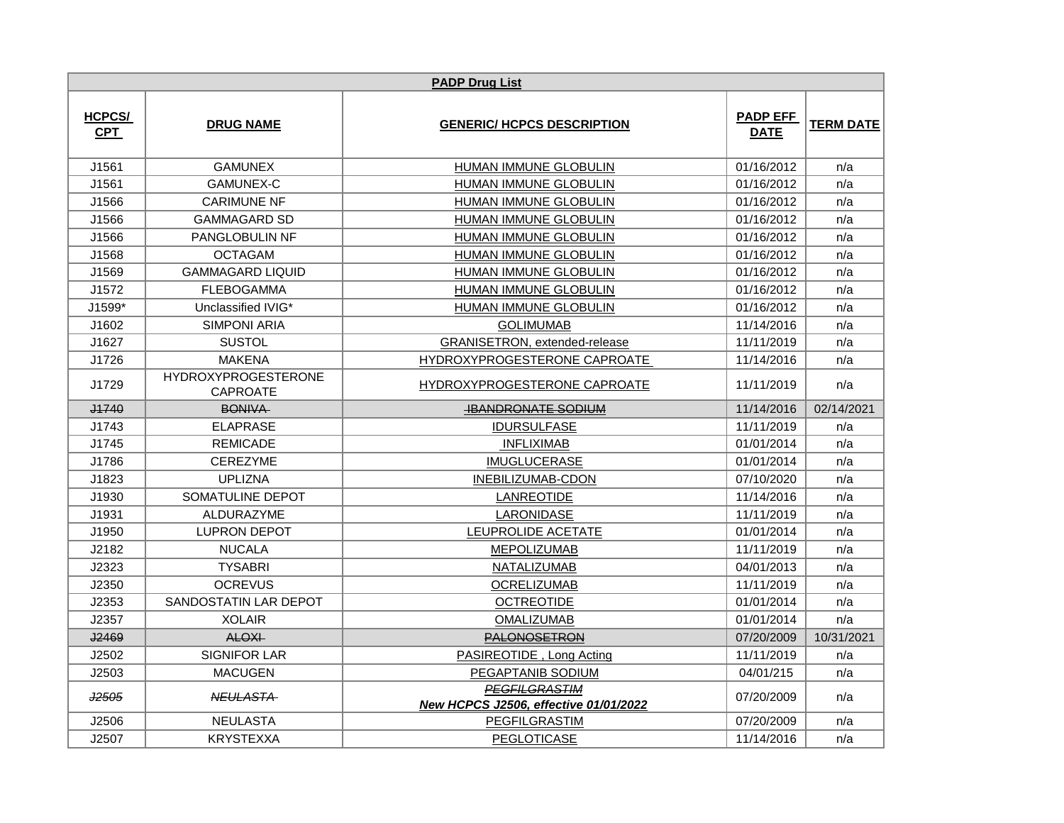| PADP Drug List | | | | |
|---|---|---|---|---|
| **HCPCS/ CPT** | **DRUG NAME** | **GENERIC/ HCPCS DESCRIPTION** | **PADP EFF DATE** | **TERM DATE** |
| J1561 | GAMUNEX | HUMAN IMMUNE GLOBULIN | 01/16/2012 | n/a |
| J1561 | GAMUNEX-C | HUMAN IMMUNE GLOBULIN | 01/16/2012 | n/a |
| J1566 | CARIMUNE NF | HUMAN IMMUNE GLOBULIN | 01/16/2012 | n/a |
| J1566 | GAMMAGARD SD | HUMAN IMMUNE GLOBULIN | 01/16/2012 | n/a |
| J1566 | PANGLOBULIN NF | HUMAN IMMUNE GLOBULIN | 01/16/2012 | n/a |
| J1568 | OCTAGAM | HUMAN IMMUNE GLOBULIN | 01/16/2012 | n/a |
| J1569 | GAMMAGARD LIQUID | HUMAN IMMUNE GLOBULIN | 01/16/2012 | n/a |
| J1572 | FLEBOGAMMA | HUMAN IMMUNE GLOBULIN | 01/16/2012 | n/a |
| J1599* | Unclassified IVIG* | HUMAN IMMUNE GLOBULIN | 01/16/2012 | n/a |
| J1602 | SIMPONI ARIA | GOLIMUMAB | 11/14/2016 | n/a |
| J1627 | SUSTOL | GRANISETRON, extended-release | 11/11/2019 | n/a |
| J1726 | MAKENA | HYDROXYPROGESTERONE CAPROATE | 11/14/2016 | n/a |
| J1729 | HYDROXYPROGESTERONE CAPROATE | HYDROXYPROGESTERONE CAPROATE | 11/11/2019 | n/a |
| ~~J1740~~ | ~~BONIVA~~ | ~~IBANDRONATE SODIUM~~ | 11/14/2016 | 02/14/2021 |
| J1743 | ELAPRASE | IDURSULFASE | 11/11/2019 | n/a |
| J1745 | REMICADE | INFLIXIMAB | 01/01/2014 | n/a |
| J1786 | CEREZYME | IMUGLUCERASE | 01/01/2014 | n/a |
| J1823 | UPLIZNA | INEBILIZUMAB-CDON | 07/10/2020 | n/a |
| J1930 | SOMATULINE DEPOT | LANREOTIDE | 11/14/2016 | n/a |
| J1931 | ALDURAZYME | LARONIDASE | 11/11/2019 | n/a |
| J1950 | LUPRON DEPOT | LEUPROLIDE ACETATE | 01/01/2014 | n/a |
| J2182 | NUCALA | MEPOLIZUMAB | 11/11/2019 | n/a |
| J2323 | TYSABRI | NATALIZUMAB | 04/01/2013 | n/a |
| J2350 | OCREVUS | OCRELIZUMAB | 11/11/2019 | n/a |
| J2353 | SANDOSTATIN LAR DEPOT | OCTREOTIDE | 01/01/2014 | n/a |
| J2357 | XOLAIR | OMALIZUMAB | 01/01/2014 | n/a |
| ~~J2469~~ | ~~ALOXI~~ | ~~PALONOSETRON~~ | 07/20/2009 | 10/31/2021 |
| J2502 | SIGNIFOR LAR | PASIREOTIDE , Long Acting | 11/11/2019 | n/a |
| J2503 | MACUGEN | PEGAPTANIB SODIUM | 04/01/215 | n/a |
| *~~J2505~~* | *~~NEULASTA~~* | *~~PEGFILGRASTIM~~* ***New HCPCS J2506, effective 01/01/2022*** | 07/20/2009 | n/a |
| J2506 | NEULASTA | PEGFILGRASTIM | 07/20/2009 | n/a |
| J2507 | KRYSTEXXA | PEGLOTICASE | 11/14/2016 | n/a |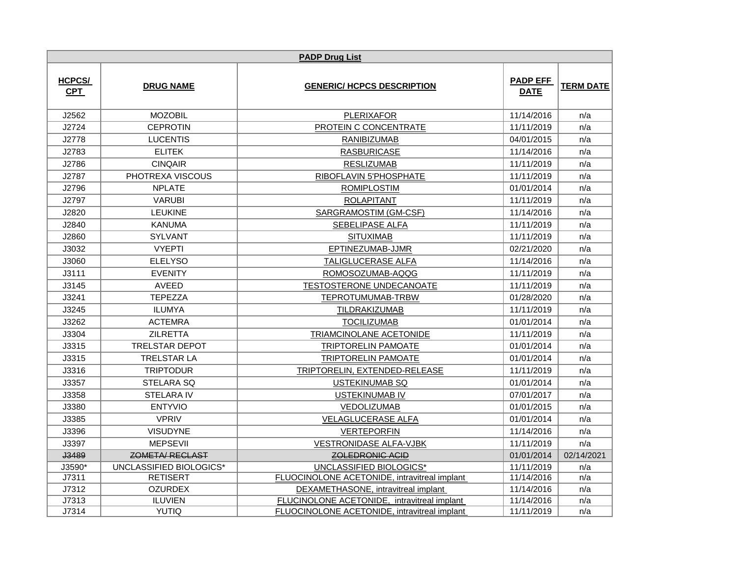| PADP Drug List | | | | |
|---|---|---|---|---|
| **HCPCS/ CPT** | **DRUG NAME** | **GENERIC/ HCPCS DESCRIPTION** | **PADP EFF DATE** | **TERM DATE** |
| J2562 | MOZOBIL | PLERIXAFOR | 11/14/2016 | n/a |
| J2724 | CEPROTIN | PROTEIN C CONCENTRATE | 11/11/2019 | n/a |
| J2778 | LUCENTIS | RANIBIZUMAB | 04/01/2015 | n/a |
| J2783 | ELITEK | RASBURICASE | 11/14/2016 | n/a |
| J2786 | CINQAIR | RESLIZUMAB | 11/11/2019 | n/a |
| J2787 | PHOTREXA VISCOUS | RIBOFLAVIN 5'PHOSPHATE | 11/11/2019 | n/a |
| J2796 | NPLATE | ROMIPLOSTIM | 01/01/2014 | n/a |
| J2797 | VARUBI | ROLAPITANT | 11/11/2019 | n/a |
| J2820 | LEUKINE | SARGRAMOSTIM (GM-CSF) | 11/14/2016 | n/a |
| J2840 | KANUMA | SEBELIPASE ALFA | 11/11/2019 | n/a |
| J2860 | SYLVANT | SITUXIMAB | 11/11/2019 | n/a |
| J3032 | VYEPTI | EPTINEZUMAB-JJMR | 02/21/2020 | n/a |
| J3060 | ELELYSO | TALIGLUCERASE ALFA | 11/14/2016 | n/a |
| J3111 | EVENITY | ROMOSOZUMAB-AQQG | 11/11/2019 | n/a |
| J3145 | AVEED | TESTOSTERONE UNDECANOATE | 11/11/2019 | n/a |
| J3241 | TEPEZZA | TEPROTUMUMAB-TRBW | 01/28/2020 | n/a |
| J3245 | ILUMYA | TILDRAKIZUMAB | 11/11/2019 | n/a |
| J3262 | ACTEMRA | TOCILIZUMAB | 01/01/2014 | n/a |
| J3304 | ZILRETTA | TRIAMCINOLANE ACETONIDE | 11/11/2019 | n/a |
| J3315 | TRELSTAR DEPOT | TRIPTORELIN PAMOATE | 01/01/2014 | n/a |
| J3315 | TRELSTAR LA | TRIPTORELIN PAMOATE | 01/01/2014 | n/a |
| J3316 | TRIPTODUR | TRIPTORELIN, EXTENDED-RELEASE | 11/11/2019 | n/a |
| J3357 | STELARA SQ | USTEKINUMAB SQ | 01/01/2014 | n/a |
| J3358 | STELARA IV | USTEKINUMAB IV | 07/01/2017 | n/a |
| J3380 | ENTYVIO | VEDOLIZUMAB | 01/01/2015 | n/a |
| J3385 | VPRIV | VELAGLUCERASE ALFA | 01/01/2014 | n/a |
| J3396 | VISUDYNE | VERTEPORFIN | 11/14/2016 | n/a |
| J3397 | MEPSEVII | VESTRONIDASE ALFA-VJBK | 11/11/2019 | n/a |
| ~~J3489~~ | ~~ZOMETA/ RECLAST~~ | ~~ZOLEDRONIC ACID~~ | 01/01/2014 | 02/14/2021 |
| J3590* | UNCLASSIFIED BIOLOGICS* | UNCLASSIFIED BIOLOGICS* | 11/11/2019 | n/a |
| J7311 | RETISERT | FLUOCINOLONE ACETONIDE, intravitreal implant | 11/14/2016 | n/a |
| J7312 | OZURDEX | DEXAMETHASONE, intravitreal implant | 11/14/2016 | n/a |
| J7313 | ILUVIEN | FLUCINOLONE ACETONIDE, intravitreal implant | 11/14/2016 | n/a |
| J7314 | YUTIQ | FLUOCINOLONE ACETONIDE, intravitreal implant | 11/11/2019 | n/a |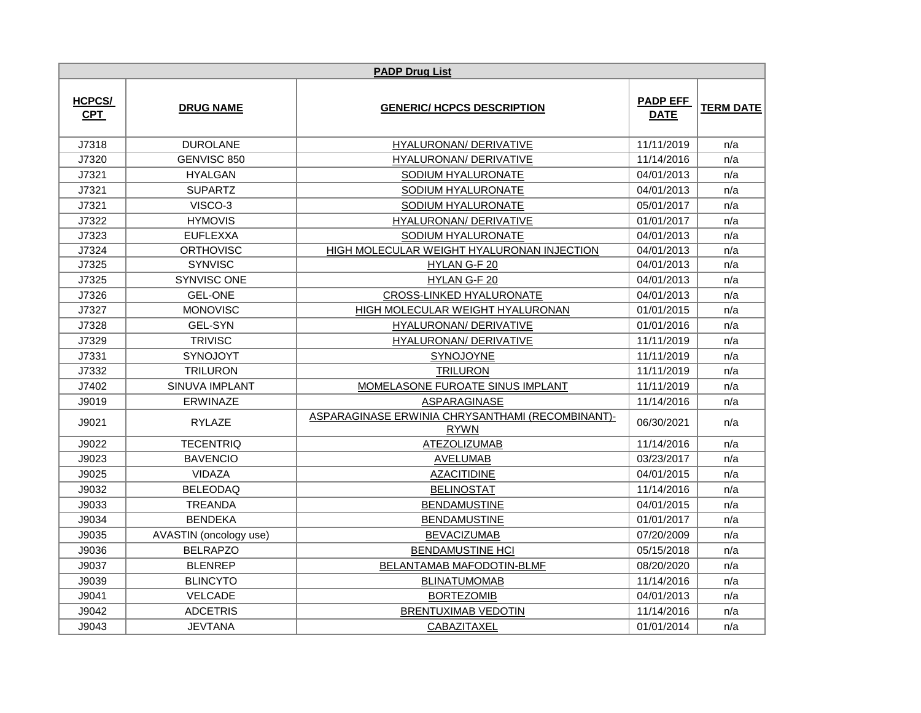| PADP Drug List | | | | |
|---|---|---|---|---|
| HCPCS/ CPT | DRUG NAME | GENERIC/ HCPCS DESCRIPTION | PADP EFF DATE | TERM DATE |
| J7318 | DUROLANE | HYALURONAN/ DERIVATIVE | 11/11/2019 | n/a |
| J7320 | GENVISC 850 | HYALURONAN/ DERIVATIVE | 11/14/2016 | n/a |
| J7321 | HYALGAN | SODIUM HYALURONATE | 04/01/2013 | n/a |
| J7321 | SUPARTZ | SODIUM HYALURONATE | 04/01/2013 | n/a |
| J7321 | VISCO-3 | SODIUM HYALURONATE | 05/01/2017 | n/a |
| J7322 | HYMOVIS | HYALURONAN/ DERIVATIVE | 01/01/2017 | n/a |
| J7323 | EUFLEXXA | SODIUM HYALURONATE | 04/01/2013 | n/a |
| J7324 | ORTHOVISC | HIGH MOLECULAR WEIGHT HYALURONAN INJECTION | 04/01/2013 | n/a |
| J7325 | SYNVISC | HYLAN G-F 20 | 04/01/2013 | n/a |
| J7325 | SYNVISC ONE | HYLAN G-F 20 | 04/01/2013 | n/a |
| J7326 | GEL-ONE | CROSS-LINKED HYALURONATE | 04/01/2013 | n/a |
| J7327 | MONOVISC | HIGH MOLECULAR WEIGHT HYALURONAN | 01/01/2015 | n/a |
| J7328 | GEL-SYN | HYALURONAN/ DERIVATIVE | 01/01/2016 | n/a |
| J7329 | TRIVISC | HYALURONAN/ DERIVATIVE | 11/11/2019 | n/a |
| J7331 | SYNOJOYT | SYNOJOYNE | 11/11/2019 | n/a |
| J7332 | TRILURON | TRILURON | 11/11/2019 | n/a |
| J7402 | SINUVA IMPLANT | MOMELASONE FUROATE SINUS IMPLANT | 11/11/2019 | n/a |
| J9019 | ERWINAZE | ASPARAGINASE | 11/14/2016 | n/a |
| J9021 | RYLAZE | ASPARAGINASE ERWINIA CHRYSANTHAMI (RECOMBINANT)-RYWN | 06/30/2021 | n/a |
| J9022 | TECENTRIQ | ATEZOLIZUMAB | 11/14/2016 | n/a |
| J9023 | BAVENCIO | AVELUMAB | 03/23/2017 | n/a |
| J9025 | VIDAZA | AZACITIDINE | 04/01/2015 | n/a |
| J9032 | BELEODAQ | BELINOSTAT | 11/14/2016 | n/a |
| J9033 | TREANDA | BENDAMUSTINE | 04/01/2015 | n/a |
| J9034 | BENDEKA | BENDAMUSTINE | 01/01/2017 | n/a |
| J9035 | AVASTIN (oncology use) | BEVACIZUMAB | 07/20/2009 | n/a |
| J9036 | BELRAPZO | BENDAMUSTINE HCI | 05/15/2018 | n/a |
| J9037 | BLENREP | BELANTAMAB MAFODOTIN-BLMF | 08/20/2020 | n/a |
| J9039 | BLINCYTO | BLINATUMOMAB | 11/14/2016 | n/a |
| J9041 | VELCADE | BORTEZOMIB | 04/01/2013 | n/a |
| J9042 | ADCETRIS | BRENTUXIMAB VEDOTIN | 11/14/2016 | n/a |
| J9043 | JEVTANA | CABAZITAXEL | 01/01/2014 | n/a |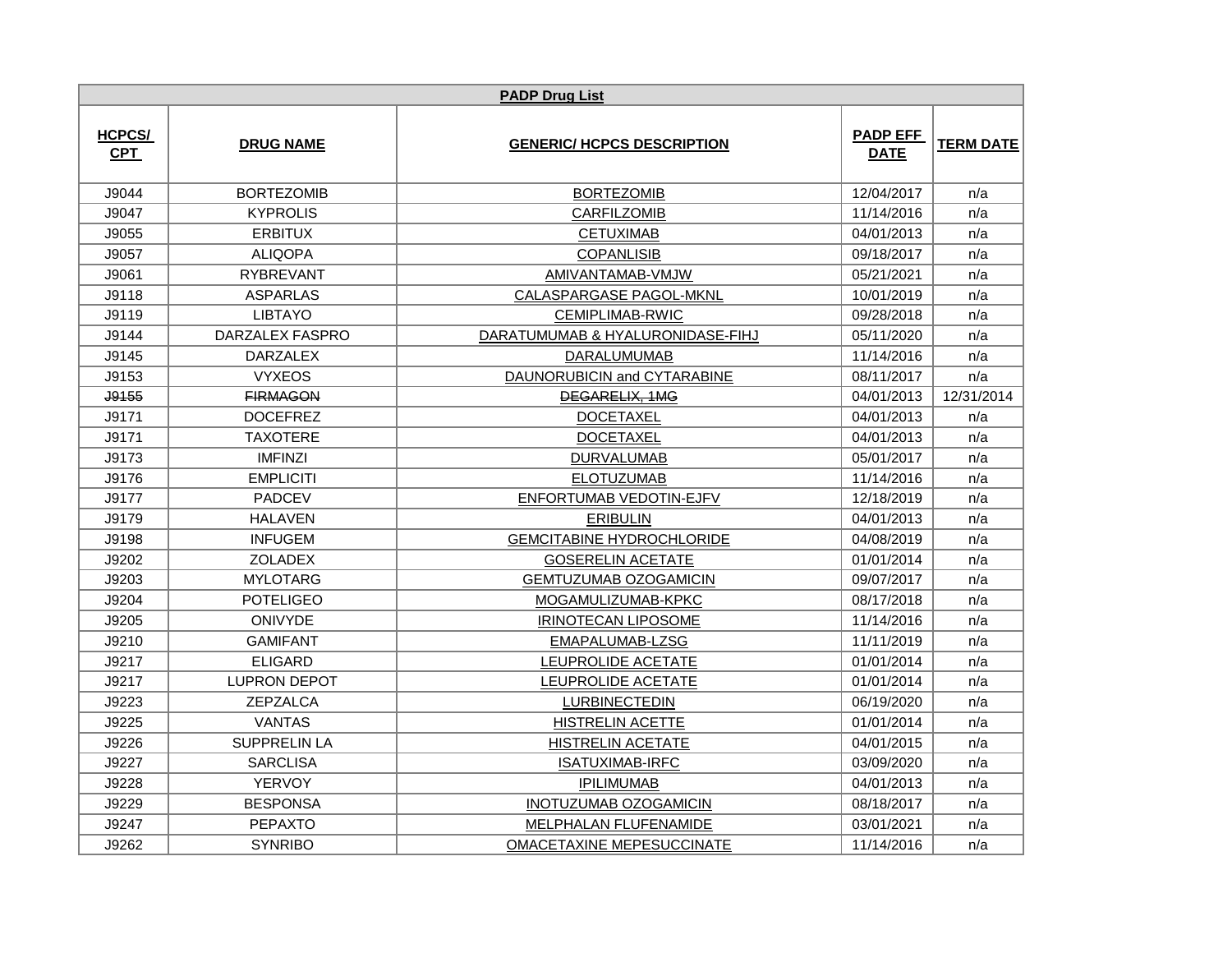| PADP Drug List | | | | |
|---|---|---|---|---|
| **HCPCS/ CPT** | **DRUG NAME** | **GENERIC/ HCPCS DESCRIPTION** | **PADP EFF DATE** | **TERM DATE** |
| J9044 | BORTEZOMIB | BORTEZOMIB | 12/04/2017 | n/a |
| J9047 | KYPROLIS | CARFILZOMIB | 11/14/2016 | n/a |
| J9055 | ERBITUX | CETUXIMAB | 04/01/2013 | n/a |
| J9057 | ALIQOPA | COPANLISIB | 09/18/2017 | n/a |
| J9061 | RYBREVANT | AMIVANTAMAB-VMJW | 05/21/2021 | n/a |
| J9118 | ASPARLAS | CALASPARGASE PAGOL-MKNL | 10/01/2019 | n/a |
| J9119 | LIBTAYO | CEMIPLIMAB-RWIC | 09/28/2018 | n/a |
| J9144 | DARZALEX FASPRO | DARATUMUMAB & HYALURONIDASE-FIHJ | 05/11/2020 | n/a |
| J9145 | DARZALEX | DARALUMUMAB | 11/14/2016 | n/a |
| J9153 | VYXEOS | DAUNORUBICIN and CYTARABINE | 08/11/2017 | n/a |
| ~~J9155~~ | ~~FIRMAGON~~ | ~~DEGARELIX, 1MG~~ | 04/01/2013 | 12/31/2014 |
| J9171 | DOCEFREZ | DOCETAXEL | 04/01/2013 | n/a |
| J9171 | TAXOTERE | DOCETAXEL | 04/01/2013 | n/a |
| J9173 | IMFINZI | DURVALUMAB | 05/01/2017 | n/a |
| J9176 | EMPLICITI | ELOTUZUMAB | 11/14/2016 | n/a |
| J9177 | PADCEV | ENFORTUMAB VEDOTIN-EJFV | 12/18/2019 | n/a |
| J9179 | HALAVEN | ERIBULIN | 04/01/2013 | n/a |
| J9198 | INFUGEM | GEMCITABINE HYDROCHLORIDE | 04/08/2019 | n/a |
| J9202 | ZOLADEX | GOSERELIN ACETATE | 01/01/2014 | n/a |
| J9203 | MYLOTARG | GEMTUZUMAB OZOGAMICIN | 09/07/2017 | n/a |
| J9204 | POTELIGEO | MOGAMULIZUMAB-KPKC | 08/17/2018 | n/a |
| J9205 | ONIVYDE | IRINOTECAN LIPOSOME | 11/14/2016 | n/a |
| J9210 | GAMIFANT | EMAPALUMAB-LZSG | 11/11/2019 | n/a |
| J9217 | ELIGARD | LEUPROLIDE ACETATE | 01/01/2014 | n/a |
| J9217 | LUPRON DEPOT | LEUPROLIDE ACETATE | 01/01/2014 | n/a |
| J9223 | ZEPZALCA | LURBINECTEDIN | 06/19/2020 | n/a |
| J9225 | VANTAS | HISTRELIN ACETTE | 01/01/2014 | n/a |
| J9226 | SUPPRELIN LA | HISTRELIN ACETATE | 04/01/2015 | n/a |
| J9227 | SARCLISA | ISATUXIMAB-IRFC | 03/09/2020 | n/a |
| J9228 | YERVOY | IPILIMUMAB | 04/01/2013 | n/a |
| J9229 | BESPONSA | INOTUZUMAB OZOGAMICIN | 08/18/2017 | n/a |
| J9247 | PEPAXTO | MELPHALAN FLUFENAMIDE | 03/01/2021 | n/a |
| J9262 | SYNRIBO | OMACETAXINE MEPESUCCINATE | 11/14/2016 | n/a |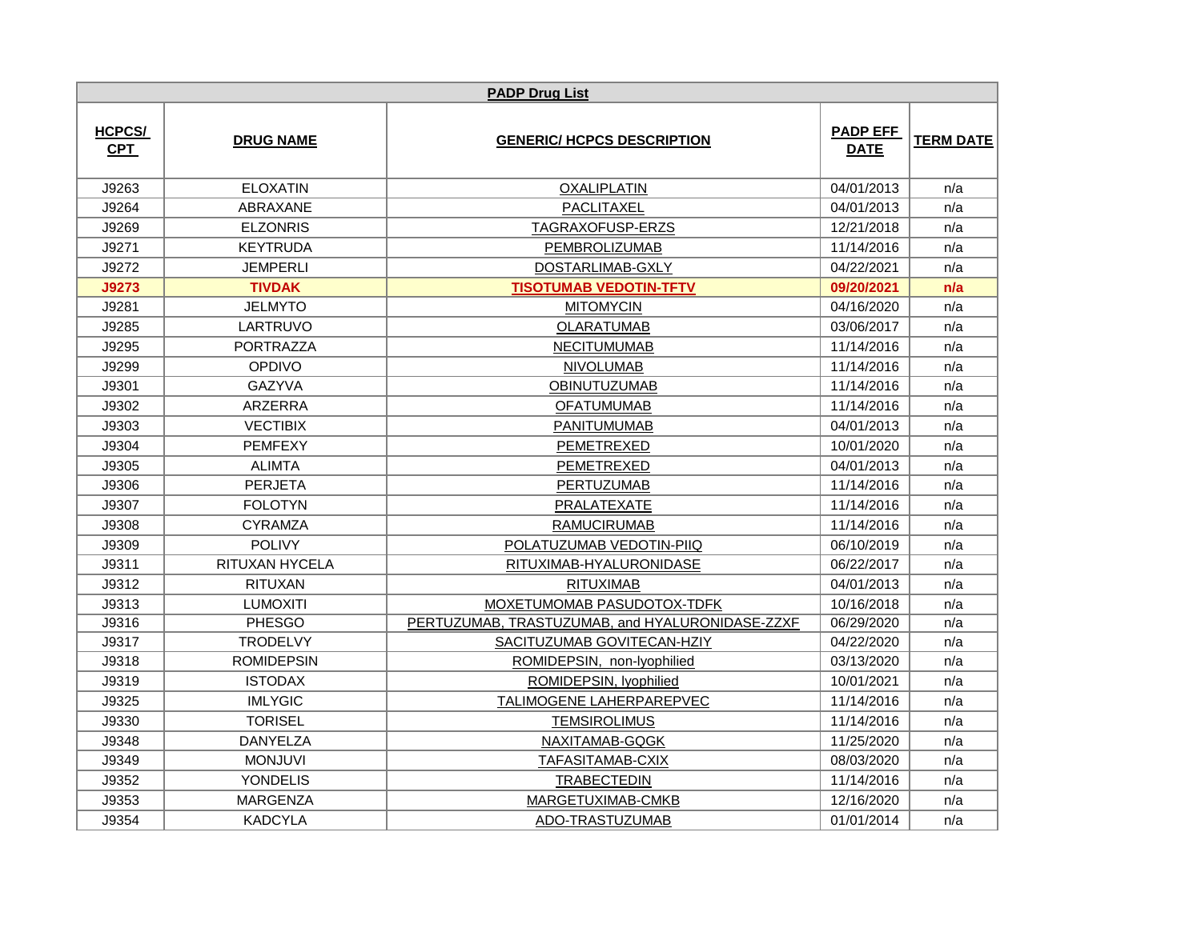| **PADP Drug List** | | | | |
|---|---|---|---|---|
| **HCPCS/ CPT** | **DRUG NAME** | **GENERIC/ HCPCS DESCRIPTION** | **PADP EFF DATE** | **TERM DATE** |
| J9263 | ELOXATIN | OXALIPLATIN | 04/01/2013 | n/a |
| J9264 | ABRAXANE | PACLITAXEL | 04/01/2013 | n/a |
| J9269 | ELZONRIS | TAGRAXOFUSP-ERZS | 12/21/2018 | n/a |
| J9271 | KEYTRUDA | PEMBROLIZUMAB | 11/14/2016 | n/a |
| J9272 | JEMPERLI | DOSTARLIMAB-GXLY | 04/22/2021 | n/a |
| **J9273** | **TIVDAK** | **TISOTUMAB VEDOTIN-TFTV** | **09/20/2021** | **n/a** |
| J9281 | JELMYTO | MITOMYCIN | 04/16/2020 | n/a |
| J9285 | LARTRUVO | OLARATUMAB | 03/06/2017 | n/a |
| J9295 | PORTRAZZA | NECITUMUMAB | 11/14/2016 | n/a |
| J9299 | OPDIVO | NIVOLUMAB | 11/14/2016 | n/a |
| J9301 | GAZYVA | OBINUTUZUMAB | 11/14/2016 | n/a |
| J9302 | ARZERRA | OFATUMUMAB | 11/14/2016 | n/a |
| J9303 | VECTIBIX | PANITUMUMAB | 04/01/2013 | n/a |
| J9304 | PEMFEXY | PEMETREXED | 10/01/2020 | n/a |
| J9305 | ALIMTA | PEMETREXED | 04/01/2013 | n/a |
| J9306 | PERJETA | PERTUZUMAB | 11/14/2016 | n/a |
| J9307 | FOLOTYN | PRALATEXATE | 11/14/2016 | n/a |
| J9308 | CYRAMZA | RAMUCIRUMAB | 11/14/2016 | n/a |
| J9309 | POLIVY | POLATUZUMAB VEDOTIN-PIIQ | 06/10/2019 | n/a |
| J9311 | RITUXAN HYCELA | RITUXIMAB-HYALURONIDASE | 06/22/2017 | n/a |
| J9312 | RITUXAN | RITUXIMAB | 04/01/2013 | n/a |
| J9313 | LUMOXITI | MOXETUMOMAB PASUDOTOX-TDFK | 10/16/2018 | n/a |
| J9316 | PHESGO | PERTUZUMAB, TRASTUZUMAB, and HYALURONIDASE-ZZXF | 06/29/2020 | n/a |
| J9317 | TRODELVY | SACITUZUMAB GOVITECAN-HZIY | 04/22/2020 | n/a |
| J9318 | ROMIDEPSIN | ROMIDEPSIN, non-lyophilied | 03/13/2020 | n/a |
| J9319 | ISTODAX | ROMIDEPSIN, lyophilied | 10/01/2021 | n/a |
| J9325 | IMLYGIC | TALIMOGENE LAHERPAREPVEC | 11/14/2016 | n/a |
| J9330 | TORISEL | TEMSIROLIMUS | 11/14/2016 | n/a |
| J9348 | DANYELZA | NAXITAMAB-GQGK | 11/25/2020 | n/a |
| J9349 | MONJUVI | TAFASITAMAB-CXIX | 08/03/2020 | n/a |
| J9352 | YONDELIS | TRABECTEDIN | 11/14/2016 | n/a |
| J9353 | MARGENZA | MARGETUXIMAB-CMKB | 12/16/2020 | n/a |
| J9354 | KADCYLA | ADO-TRASTUZUMAB | 01/01/2014 | n/a |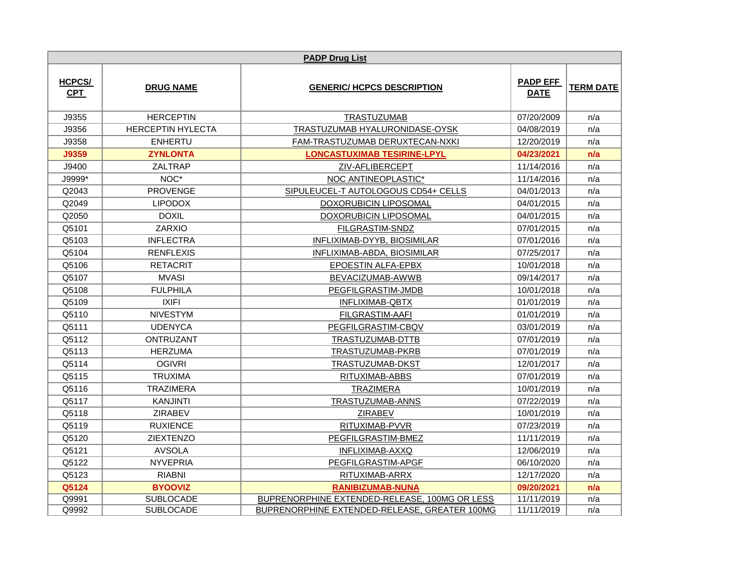| PADP Drug List | | | | |
|---|---|---|---|---|
| **HCPCS/ CPT** | **DRUG NAME** | **GENERIC/ HCPCS DESCRIPTION** | **PADP EFF DATE** | **TERM DATE** |
| J9355 | HERCEPTIN | TRASTUZUMAB | 07/20/2009 | n/a |
| J9356 | HERCEPTIN HYLECTA | TRASTUZUMAB HYALURONIDASE-OYSK | 04/08/2019 | n/a |
| J9358 | ENHERTU | FAM-TRASTUZUMAB DERUXTECAN-NXKI | 12/20/2019 | n/a |
| **J9359** | **ZYNLONTA** | **LONCASTUXIMAB TESIRINE-LPYL** | **04/23/2021** | **n/a** |
| J9400 | ZALTRAP | ZIV-AFLIBERCEPT | 11/14/2016 | n/a |
| J9999* | NOC* | NOC ANTINEOPLASTIC* | 11/14/2016 | n/a |
| Q2043 | PROVENGE | SIPULEUCEL-T AUTOLOGOUS CD54+ CELLS | 04/01/2013 | n/a |
| Q2049 | LIPODOX | DOXORUBICIN LIPOSOMAL | 04/01/2015 | n/a |
| Q2050 | DOXIL | DOXORUBICIN LIPOSOMAL | 04/01/2015 | n/a |
| Q5101 | ZARXIO | FILGRASTIM-SNDZ | 07/01/2015 | n/a |
| Q5103 | INFLECTRA | INFLIXIMAB-DYYB, BIOSIMILAR | 07/01/2016 | n/a |
| Q5104 | RENFLEXIS | INFLIXIMAB-ABDA, BIOSIMILAR | 07/25/2017 | n/a |
| Q5106 | RETACRIT | EPOESTIN ALFA-EPBX | 10/01/2018 | n/a |
| Q5107 | MVASI | BEVACIZUMAB-AWWB | 09/14/2017 | n/a |
| Q5108 | FULPHILA | PEGFILGRASTIM-JMDB | 10/01/2018 | n/a |
| Q5109 | IXIFI | INFLIXIMAB-QBTX | 01/01/2019 | n/a |
| Q5110 | NIVESTYM | FILGRASTIM-AAFI | 01/01/2019 | n/a |
| Q5111 | UDENYCA | PEGFILGRASTIM-CBQV | 03/01/2019 | n/a |
| Q5112 | ONTRUZANT | TRASTUZUMAB-DTTB | 07/01/2019 | n/a |
| Q5113 | HERZUMA | TRASTUZUMAB-PKRB | 07/01/2019 | n/a |
| Q5114 | OGIVRI | TRASTUZUMAB-DKST | 12/01/2017 | n/a |
| Q5115 | TRUXIMA | RITUXIMAB-ABBS | 07/01/2019 | n/a |
| Q5116 | TRAZIMERA | TRAZIMERA | 10/01/2019 | n/a |
| Q5117 | KANJINTI | TRASTUZUMAB-ANNS | 07/22/2019 | n/a |
| Q5118 | ZIRABEV | ZIRABEV | 10/01/2019 | n/a |
| Q5119 | RUXIENCE | RITUXIMAB-PVVR | 07/23/2019 | n/a |
| Q5120 | ZIEXTENZO | PEGFILGRASTIM-BMEZ | 11/11/2019 | n/a |
| Q5121 | AVSOLA | INFLIXIMAB-AXXQ | 12/06/2019 | n/a |
| Q5122 | NYVEPRIA | PEGFILGRASTIM-APGF | 06/10/2020 | n/a |
| Q5123 | RIABNI | RITUXIMAB-ARRX | 12/17/2020 | n/a |
| **Q5124** | **BYOOVIZ** | **RANIBIZUMAB-NUNA** | **09/20/2021** | **n/a** |
| Q9991 | SUBLOCADE | BUPRENORPHINE EXTENDED-RELEASE, 100MG OR LESS | 11/11/2019 | n/a |
| Q9992 | SUBLOCADE | BUPRENORPHINE EXTENDED-RELEASE, GREATER 100MG | 11/11/2019 | n/a |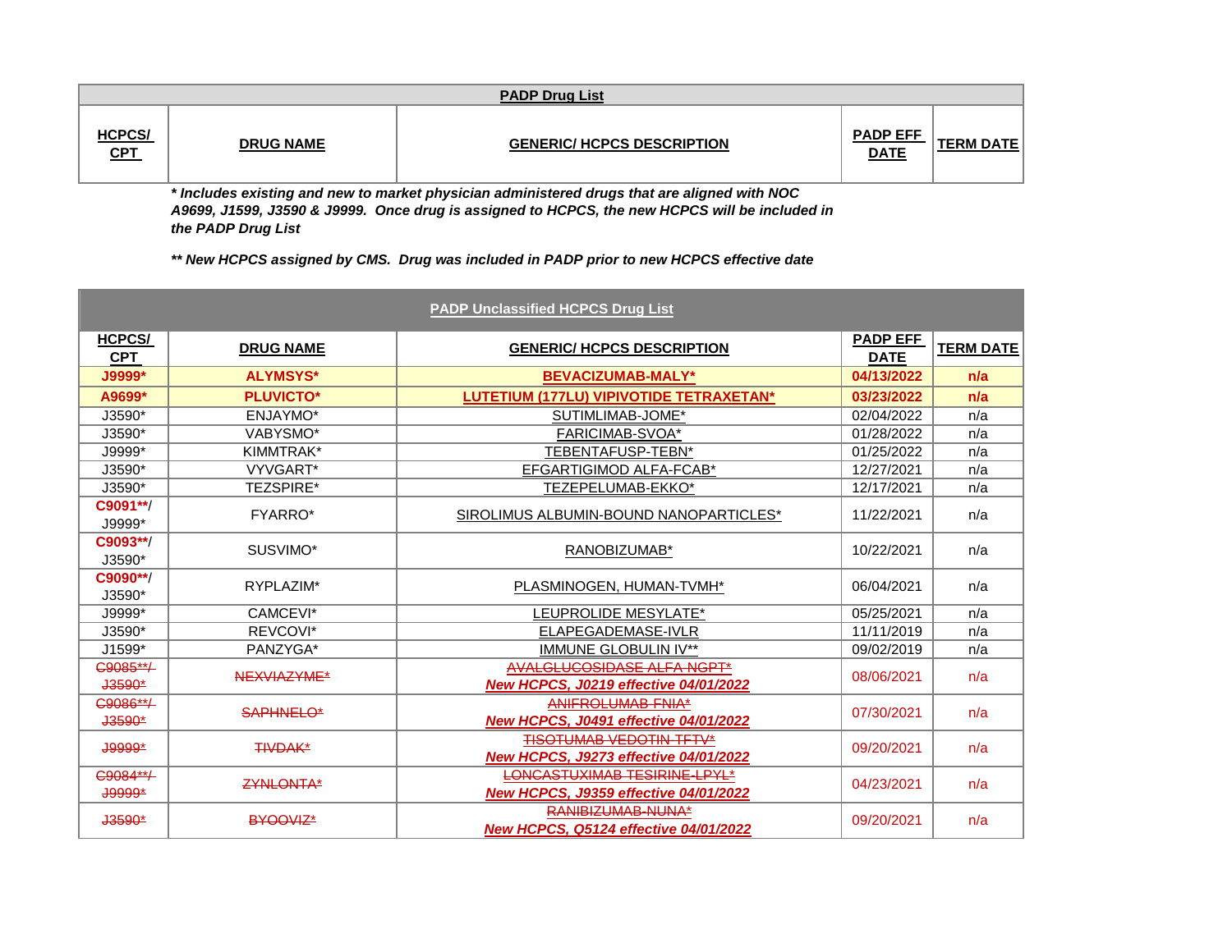| PADP Drug List | | | | |
|---|---|---|---|---|
| **HCPCS/ CPT** | **DRUG NAME** | **GENERIC/ HCPCS DESCRIPTION** | **PADP EFF DATE** | **TERM DATE** |

***Includes existing and new to market physician administered drugs that are aligned with NOC A9699, J1599, J3590 & J9999. Once drug is assigned to HCPCS, the new HCPCS will be included in the PADP Drug List**

***** New HCPCS assigned by CMS. Drug was included in PADP prior to new HCPCS effective date**

| PADP Unclassified HCPCS Drug List | | | | |
|---|---|---|---|---|
| **HCPCS/ CPT** | **DRUG NAME** | **GENERIC/ HCPCS DESCRIPTION** | **PADP EFF DATE** | **TERM DATE** |
| **J9999*** | **ALYMSYS*** | **BEVACIZUMAB-MALY*** | **04/13/2022** | **n/a** |
| **A9699*** | **PLUVICTO*** | **LUTETIUM (177LU) VIPIVOTIDE TETRAXETAN*** | **03/23/2022** | **n/a** |
| J3590* | ENJAYMO* | SUTIMLIMAB-JOME* | 02/04/2022 | n/a |
| J3590* | VABYSMO* | FARICIMAB-SVOA* | 01/28/2022 | n/a |
| J9999* | KIMMTRAK* | TEBENTAFUSP-TEBN* | 01/25/2022 | n/a |
| J3590* | VYVGART* | EFGARTIGIMOD ALFA-FCAB* | 12/27/2021 | n/a |
| J3590* | TEZSPIRE* | TEZEPELUMAB-EKKO* | 12/17/2021 | n/a |
| **C9091****/ J9999* | FYARRO* | SIROLIMUS ALBUMIN-BOUND NANOPARTICLES* | 11/22/2021 | n/a |
| **C9093****/ J3590* | SUSVIMO* | RANOBIZUMAB* | 10/22/2021 | n/a |
| **C9090****/ J3590* | RYPLAZIM* | PLASMINOGEN, HUMAN-TVMH* | 06/04/2021 | n/a |
| J9999* | CAMCEVI* | LEUPROLIDE MESYLATE* | 05/25/2021 | n/a |
| J3590* | REVCOVI* | ELAPEGADEMASE-IVLR | 11/11/2019 | n/a |
| J1599* | PANZYGA* | IMMUNE GLOBULIN IV** | 09/02/2019 | n/a |
| ~~C9085**/ J3590*~~ | ~~NEXVIAZYME*~~ | ~~AVALGLUCOSIDASE ALFA-NGPT*~~ ***New HCPCS, J0219 effective 04/01/2022*** | 08/06/2021 | n/a |
| ~~C9086**/ J3590*~~ | ~~SAPHNELO*~~ | ~~ANIFROLUMAB-FNIA*~~ ***New HCPCS, J0491 effective 04/01/2022*** | 07/30/2021 | n/a |
| ~~J9999*~~ | ~~TIVDAK*~~ | ~~TISOTUMAB VEDOTIN-TFTV*~~ ***New HCPCS, J9273 effective 04/01/2022*** | 09/20/2021 | n/a |
| ~~C9084**/ J9999*~~ | ~~ZYNLONTA*~~ | ~~LONCASTUXIMAB TESIRINE-LPYL*~~ ***New HCPCS, J9359 effective 04/01/2022*** | 04/23/2021 | n/a |
| ~~J3590*~~ | ~~BYOOVIZ*~~ | ~~RANIBIZUMAB-NUNA*~~ ***New HCPCS, Q5124 effective 04/01/2022*** | 09/20/2021 | n/a |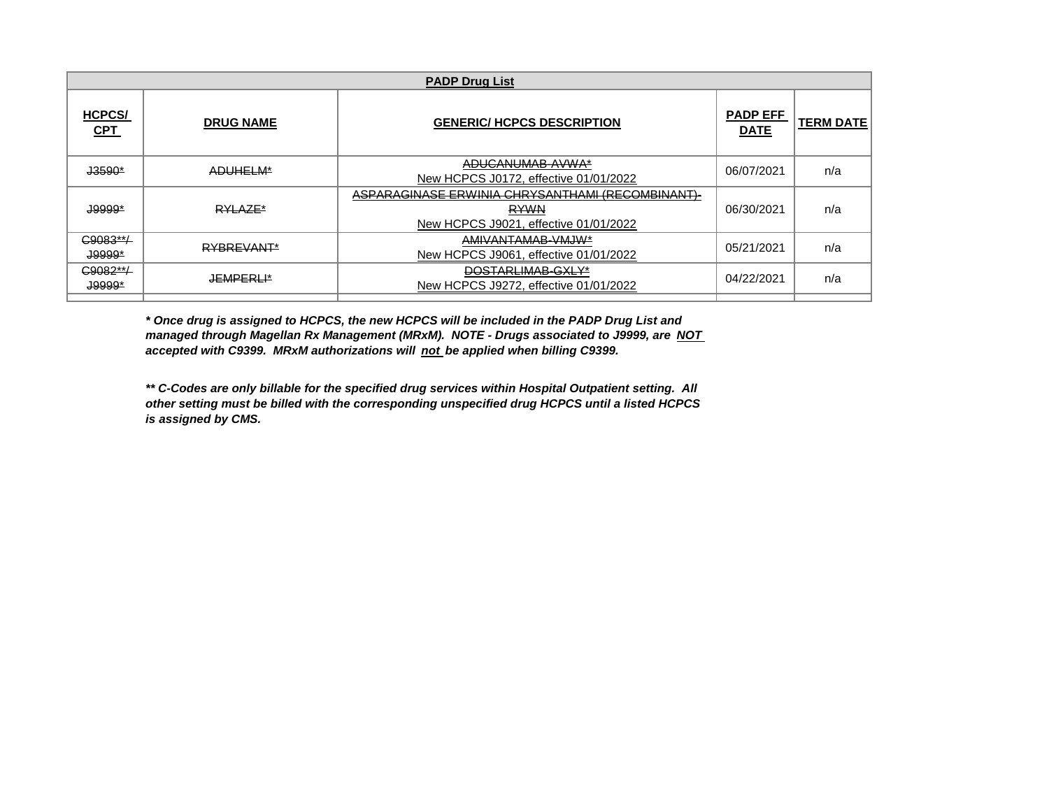| PADP Drug List | | | | |
|---|---|---|---|---|
| HCPCS/ CPT | DRUG NAME | GENERIC/ HCPCS DESCRIPTION | PADP EFF DATE | TERM DATE |
| ~~J3590*~~ | ~~ADUHELM*~~ | ~~ADUCANUMAB-AVWA*~~ New HCPCS J0172, effective 01/01/2022 | 06/07/2021 | n/a |
| ~~J9999*~~ | ~~RYLAZE*~~ | ~~ASPARAGINASE ERWINIA CHRYSANTHAMI (RECOMBINANT)-RYWN~~ New HCPCS J9021, effective 01/01/2022 | 06/30/2021 | n/a |
| ~~C9083**/ J9999*~~ | ~~RYBREVANT*~~ | ~~AMIVANTAMAB-VMJW*~~ New HCPCS J9061, effective 01/01/2022 | 05/21/2021 | n/a |
| ~~C9082**/ J9999*~~ | ~~JEMPERLI*~~ | ~~DOSTARLIMAB-GXLY*~~ New HCPCS J9272, effective 01/01/2022 | 04/22/2021 | n/a |
| | | | | |

***\* Once drug is assigned to HCPCS, the new HCPCS will be included in the PADP Drug List and managed through Magellan Rx Management (MRxM). NOTE - Drugs associated to J9999, are NOT accepted with C9399. MRxM authorizations will not be applied when billing C9399.***

***\*\* C-Codes are only billable for the specified drug services within Hospital Outpatient setting. All other setting must be billed with the corresponding unspecified drug HCPCS until a listed HCPCS is assigned by CMS.***